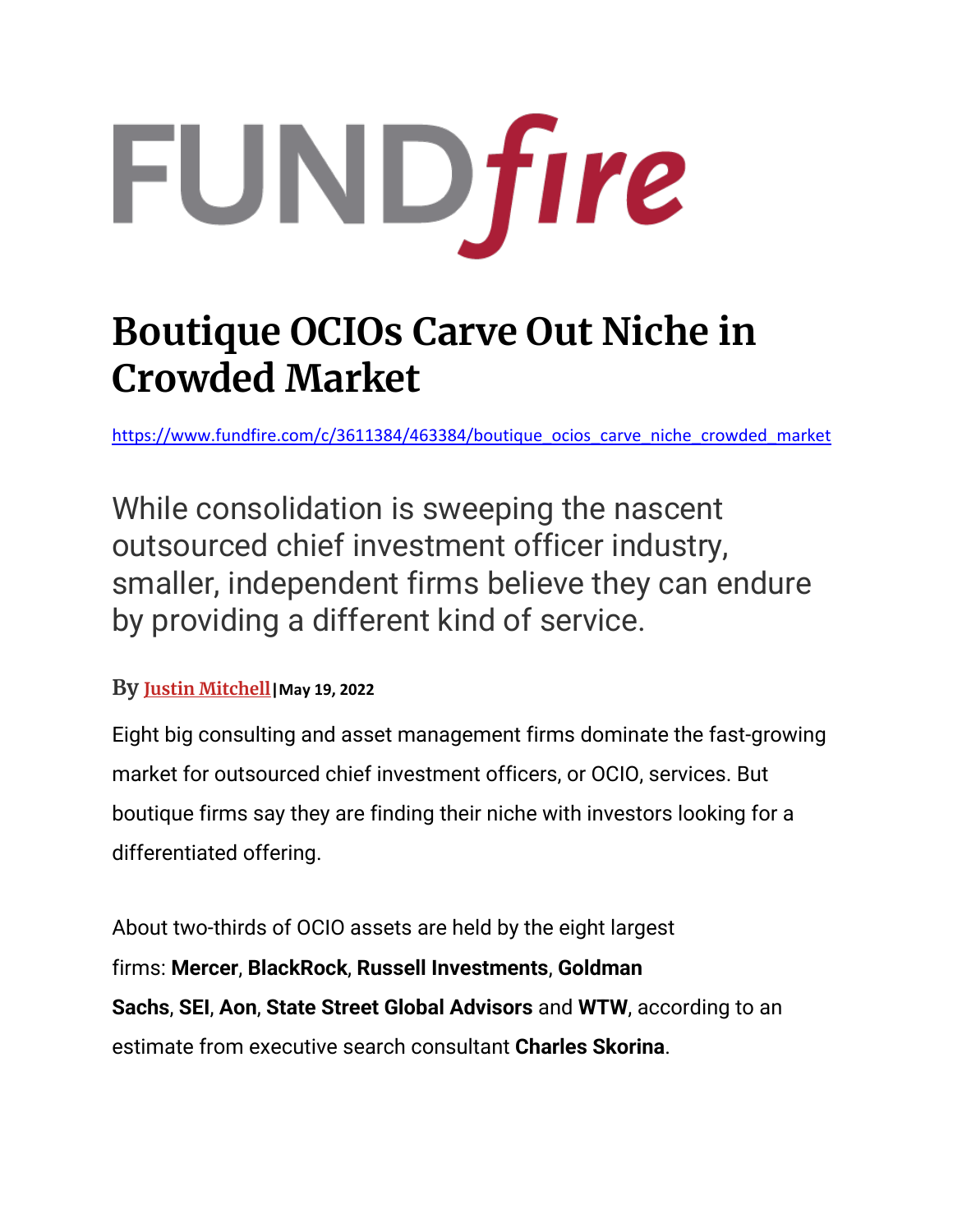FUNDfire

# Boutique OCIOs Carve Out Niche in Crowded Market

https://www.fundfire.com/c/3611384/463384/boutique_ocios_carve_niche_crowded_market

While consolidation is sweeping the nascent outsourced chief investment officer industry, smaller, independent firms believe they can endure by providing a different kind of service.

By Justin Mitchell | **May 19, 2022**

Eight big consulting and asset management firms dominate the fast-growing market for outsourced chief investment officers, or OCIO, services. But boutique firms say they are finding their niche with investors looking for a differentiated offering.

About two-thirds of OCIO assets are held by the eight largest firms: **Mercer**, **BlackRock**, **Russell Investments**, **Goldman Sachs**, **SEI**, **Aon**, **State Street Global Advisors** and **WTW**, according to an estimate from executive search consultant **Charles Skorina**.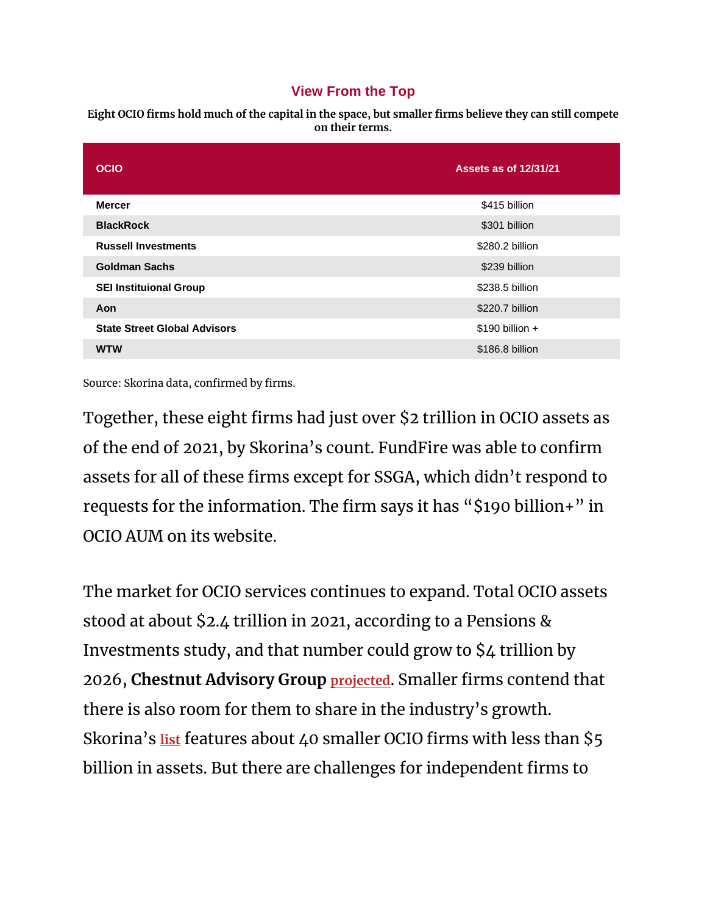### View From the Top

**Eight OCIO firms hold much of the capital in the space, but smaller firms believe they can still compete on their terms.**

| OCIO | Assets as of 12/31/21 |
|---|---|
| **Mercer** | $415 billion |
| **BlackRock** | $301 billion |
| **Russell Investments** | $280.2 billion |
| **Goldman Sachs** | $239 billion |
| **SEI Instituional Group** | $238.5 billion |
| **Aon** | $220.7 billion |
| **State Street Global Advisors** | $190 billion + |
| **WTW** | $186.8 billion |

Source: Skorina data, confirmed by firms.

Together, these eight firms had just over $2 trillion in OCIO assets as of the end of 2021, by Skorina's count. FundFire was able to confirm assets for all of these firms except for SSGA, which didn't respond to requests for the information. The firm says it has "$190 billion+" in OCIO AUM on its website.

The market for OCIO services continues to expand. Total OCIO assets stood at about $2.4 trillion in 2021, according to a Pensions & Investments study, and that number could grow to $4 trillion by 2026, **Chestnut Advisory Group** projected. Smaller firms contend that there is also room for them to share in the industry's growth. Skorina's list features about 40 smaller OCIO firms with less than $5 billion in assets. But there are challenges for independent firms to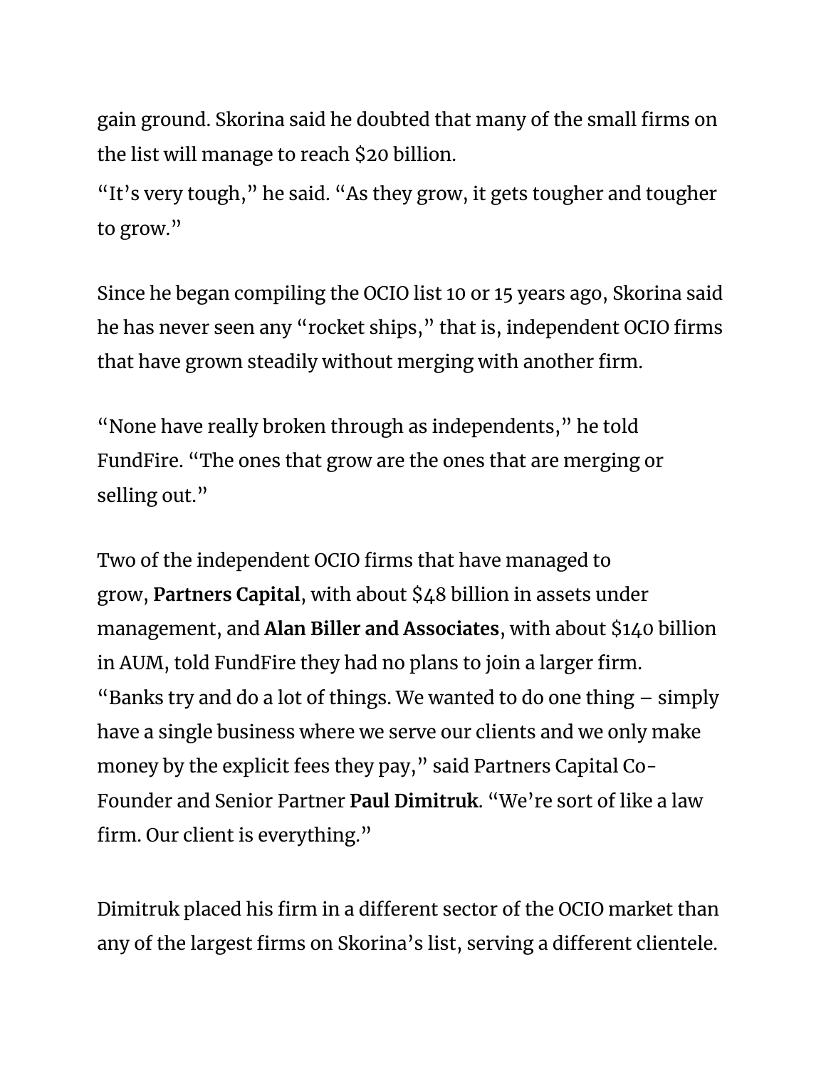gain ground. Skorina said he doubted that many of the small firms on the list will manage to reach $20 billion.

"It's very tough," he said. "As they grow, it gets tougher and tougher to grow."

Since he began compiling the OCIO list 10 or 15 years ago, Skorina said he has never seen any "rocket ships," that is, independent OCIO firms that have grown steadily without merging with another firm.

"None have really broken through as independents," he told FundFire. "The ones that grow are the ones that are merging or selling out."

Two of the independent OCIO firms that have managed to grow, **Partners Capital**, with about $48 billion in assets under management, and **Alan Biller and Associates**, with about $140 billion in AUM, told FundFire they had no plans to join a larger firm.

"Banks try and do a lot of things. We wanted to do one thing – simply have a single business where we serve our clients and we only make money by the explicit fees they pay," said Partners Capital Co-Founder and Senior Partner **Paul Dimitruk**. "We're sort of like a law firm. Our client is everything."

Dimitruk placed his firm in a different sector of the OCIO market than any of the largest firms on Skorina's list, serving a different clientele.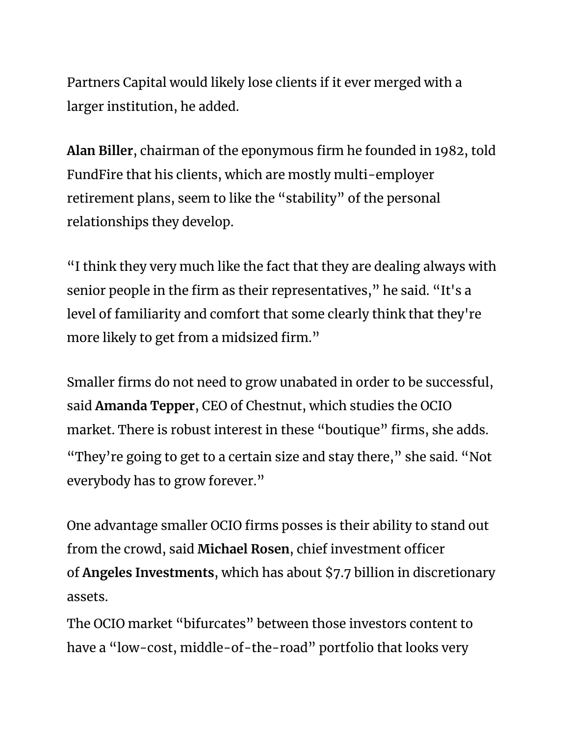Partners Capital would likely lose clients if it ever merged with a larger institution, he added.

**Alan Biller**, chairman of the eponymous firm he founded in 1982, told FundFire that his clients, which are mostly multi-employer retirement plans, seem to like the "stability" of the personal relationships they develop.

"I think they very much like the fact that they are dealing always with senior people in the firm as their representatives," he said. "It's a level of familiarity and comfort that some clearly think that they're more likely to get from a midsized firm."

Smaller firms do not need to grow unabated in order to be successful, said **Amanda Tepper**, CEO of Chestnut, which studies the OCIO market. There is robust interest in these "boutique" firms, she adds. "They're going to get to a certain size and stay there," she said. "Not everybody has to grow forever."

One advantage smaller OCIO firms posses is their ability to stand out from the crowd, said **Michael Rosen**, chief investment officer of **Angeles Investments**, which has about $7.7 billion in discretionary assets.

The OCIO market "bifurcates" between those investors content to have a "low-cost, middle-of-the-road" portfolio that looks very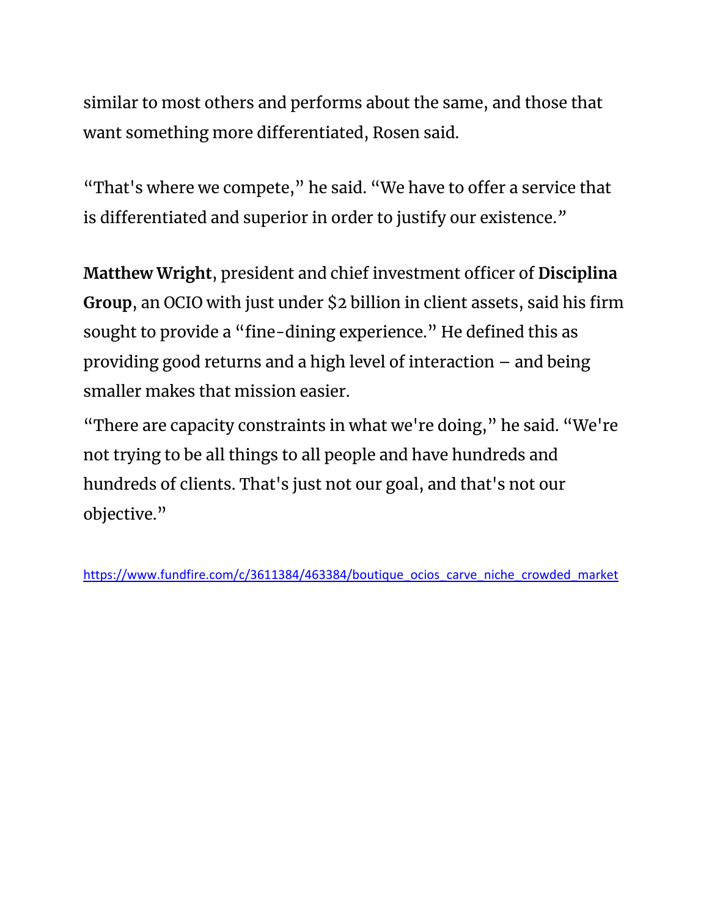similar to most others and performs about the same, and those that want something more differentiated, Rosen said.

"That's where we compete," he said. "We have to offer a service that is differentiated and superior in order to justify our existence."

**Matthew Wright**, president and chief investment officer of **Disciplina Group**, an OCIO with just under $2 billion in client assets, said his firm sought to provide a "fine-dining experience." He defined this as providing good returns and a high level of interaction – and being smaller makes that mission easier.

"There are capacity constraints in what we're doing," he said. "We're not trying to be all things to all people and have hundreds and hundreds of clients. That's just not our goal, and that's not our objective."

https://www.fundfire.com/c/3611384/463384/boutique_ocios_carve_niche_crowded_market